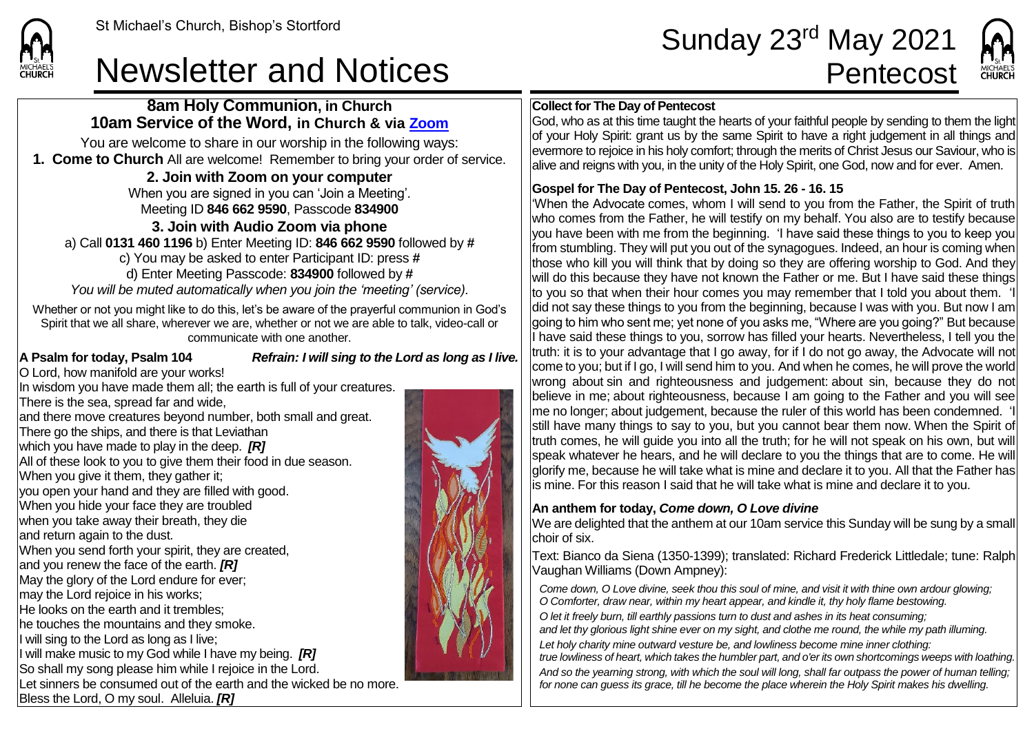St Michael's Church, Bishop's Stortford

# Newsletter and Notices

# Sunday 23rd May 2021 Pentecost

## 8am Holy Communion, in Church
## 10am Service of the Word, in Church & via Zoom

You are welcome to share in our worship in the following ways:

**1. Come to Church** All are welcome! Remember to bring your order of service.

**2. Join with Zoom on your computer**

When you are signed in you can 'Join a Meeting'.
Meeting ID **846 662 9590**, Passcode **834900**

**3. Join with Audio Zoom via phone**

a) Call **0131 460 1196** b) Enter Meeting ID: **846 662 9590** followed by **#**
c) You may be asked to enter Participant ID: press **#**
d) Enter Meeting Passcode: **834900** followed by **#**
*You will be muted automatically when you join the 'meeting' (service).*

Whether or not you might like to do this, let's be aware of the prayerful communion in God's Spirit that we all share, wherever we are, whether or not we are able to talk, video-call or communicate with one another.

**A Psalm for today, Psalm 104** ***Refrain: I will sing to the Lord as long as I live.***

O Lord, how manifold are your works!
In wisdom you have made them all; the earth is full of your creatures.
There is the sea, spread far and wide,
and there move creatures beyond number, both small and great.
There go the ships, and there is that Leviathan
which you have made to play in the deep. ***[R]***
All of these look to you to give them their food in due season.
When you give it them, they gather it;
you open your hand and they are filled with good.
When you hide your face they are troubled
when you take away their breath, they die
and return again to the dust.
When you send forth your spirit, they are created,
and you renew the face of the earth. ***[R]***
May the glory of the Lord endure for ever;
may the Lord rejoice in his works;
He looks on the earth and it trembles;
he touches the mountains and they smoke.
I will sing to the Lord as long as I live;
I will make music to my God while I have my being. ***[R]***
So shall my song please him while I rejoice in the Lord.
Let sinners be consumed out of the earth and the wicked be no more.
Bless the Lord, O my soul. Alleluia. ***[R]***

**Collect for The Day of Pentecost**

God, who as at this time taught the hearts of your faithful people by sending to them the light of your Holy Spirit: grant us by the same Spirit to have a right judgement in all things and evermore to rejoice in his holy comfort; through the merits of Christ Jesus our Saviour, who is alive and reigns with you, in the unity of the Holy Spirit, one God, now and for ever. Amen.

**Gospel for The Day of Pentecost, John 15. 26 - 16. 15**

'When the Advocate comes, whom I will send to you from the Father, the Spirit of truth who comes from the Father, he will testify on my behalf. You also are to testify because you have been with me from the beginning. 'I have said these things to you to keep you from stumbling. They will put you out of the synagogues. Indeed, an hour is coming when those who kill you will think that by doing so they are offering worship to God. And they will do this because they have not known the Father or me. But I have said these things to you so that when their hour comes you may remember that I told you about them. 'I did not say these things to you from the beginning, because I was with you. But now I am going to him who sent me; yet none of you asks me, "Where are you going?" But because I have said these things to you, sorrow has filled your hearts. Nevertheless, I tell you the truth: it is to your advantage that I go away, for if I do not go away, the Advocate will not come to you; but if I go, I will send him to you. And when he comes, he will prove the world wrong about sin and righteousness and judgement: about sin, because they do not believe in me; about righteousness, because I am going to the Father and you will see me no longer; about judgement, because the ruler of this world has been condemned. 'I still have many things to say to you, but you cannot bear them now. When the Spirit of truth comes, he will guide you into all the truth; for he will not speak on his own, but will speak whatever he hears, and he will declare to you the things that are to come. He will glorify me, because he will take what is mine and declare it to you. All that the Father has is mine. For this reason I said that he will take what is mine and declare it to you.

**An anthem for today, *Come down, O Love divine***

We are delighted that the anthem at our 10am service this Sunday will be sung by a small choir of six.

Text: Bianco da Siena (1350-1399); translated: Richard Frederick Littledale; tune: Ralph Vaughan Williams (Down Ampney):

*Come down, O Love divine, seek thou this soul of mine, and visit it with thine own ardour glowing; O Comforter, draw near, within my heart appear, and kindle it, thy holy flame bestowing.*

*O let it freely burn, till earthly passions turn to dust and ashes in its heat consuming; and let thy glorious light shine ever on my sight, and clothe me round, the while my path illuming.*

*Let holy charity mine outward vesture be, and lowliness become mine inner clothing: true lowliness of heart, which takes the humbler part, and o'er its own shortcomings weeps with loathing.*

*And so the yearning strong, with which the soul will long, shall far outpass the power of human telling; for none can guess its grace, till he become the place wherein the Holy Spirit makes his dwelling.*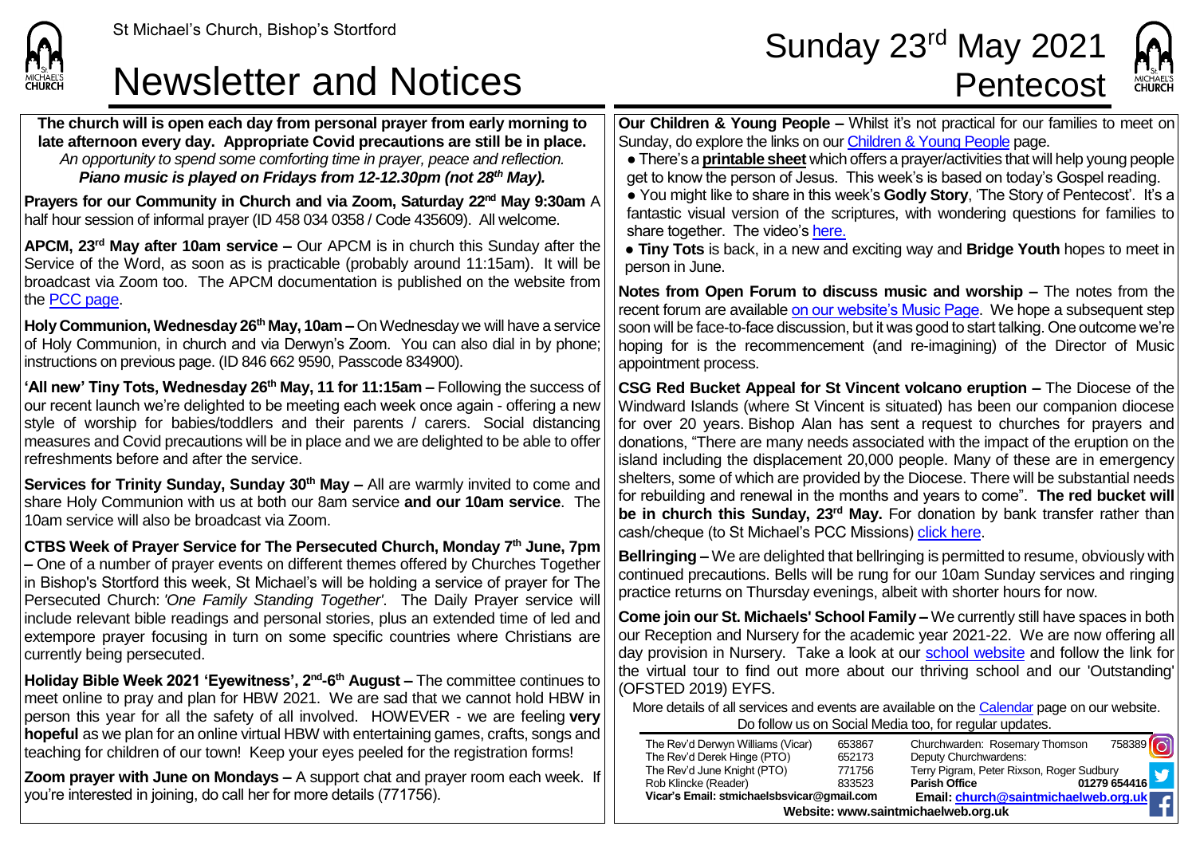St Michael's Church, Bishop's Stortford

# Newsletter and Notices

# Sunday 23rd May 2021 Pentecost

**The church will is open each day from personal prayer from early morning to late afternoon every day. Appropriate Covid precautions are still be in place.** *An opportunity to spend some comforting time in prayer, peace and reflection.* ***Piano music is played on Fridays from 12-12.30pm (not 28th May).***

**Prayers for our Community in Church and via Zoom, Saturday 22nd May 9:30am** A half hour session of informal prayer (ID 458 034 0358 / Code 435609). All welcome.

**APCM, 23rd May after 10am service –** Our APCM is in church this Sunday after the Service of the Word, as soon as is practicable (probably around 11:15am). It will be broadcast via Zoom too. The APCM documentation is published on the website from the PCC page.

**Holy Communion, Wednesday 26th May, 10am –** On Wednesday we will have a service of Holy Communion, in church and via Derwyn's Zoom. You can also dial in by phone; instructions on previous page. (ID 846 662 9590, Passcode 834900).

**'All new' Tiny Tots, Wednesday 26th May, 11 for 11:15am –** Following the success of our recent launch we're delighted to be meeting each week once again - offering a new style of worship for babies/toddlers and their parents / carers. Social distancing measures and Covid precautions will be in place and we are delighted to be able to offer refreshments before and after the service.

**Services for Trinity Sunday, Sunday 30th May –** All are warmly invited to come and share Holy Communion with us at both our 8am service **and our 10am service**. The 10am service will also be broadcast via Zoom.

**CTBS Week of Prayer Service for The Persecuted Church, Monday 7th June, 7pm –** One of a number of prayer events on different themes offered by Churches Together in Bishop's Stortford this week, St Michael's will be holding a service of prayer for The Persecuted Church: *'One Family Standing Together'*. The Daily Prayer service will include relevant bible readings and personal stories, plus an extended time of led and extempore prayer focusing in turn on some specific countries where Christians are currently being persecuted.

**Holiday Bible Week 2021 'Eyewitness', 2nd-6th August –** The committee continues to meet online to pray and plan for HBW 2021. We are sad that we cannot hold HBW in person this year for all the safety of all involved. HOWEVER - we are feeling **very hopeful** as we plan for an online virtual HBW with entertaining games, crafts, songs and teaching for children of our town! Keep your eyes peeled for the registration forms!

**Zoom prayer with June on Mondays –** A support chat and prayer room each week. If you're interested in joining, do call her for more details (771756).

**Our Children & Young People –** Whilst it's not practical for our families to meet on Sunday, do explore the links on our Children & Young People page.

- There's a **printable sheet** which offers a prayer/activities that will help young people get to know the person of Jesus. This week's is based on today's Gospel reading.
- You might like to share in this week's **Godly Story**, 'The Story of Pentecost'. It's a fantastic visual version of the scriptures, with wondering questions for families to share together. The video's here.
- **Tiny Tots** is back, in a new and exciting way and **Bridge Youth** hopes to meet in person in June.

**Notes from Open Forum to discuss music and worship –** The notes from the recent forum are available on our website's Music Page. We hope a subsequent step soon will be face-to-face discussion, but it was good to start talking. One outcome we're hoping for is the recommencement (and re-imagining) of the Director of Music appointment process.

**CSG Red Bucket Appeal for St Vincent volcano eruption –** The Diocese of the Windward Islands (where St Vincent is situated) has been our companion diocese for over 20 years. Bishop Alan has sent a request to churches for prayers and donations, "There are many needs associated with the impact of the eruption on the island including the displacement 20,000 people. Many of these are in emergency shelters, some of which are provided by the Diocese. There will be substantial needs for rebuilding and renewal in the months and years to come". **The red bucket will be in church this Sunday, 23rd May.** For donation by bank transfer rather than cash/cheque (to St Michael's PCC Missions) click here.

**Bellringing –** We are delighted that bellringing is permitted to resume, obviously with continued precautions. Bells will be rung for our 10am Sunday services and ringing practice returns on Thursday evenings, albeit with shorter hours for now.

**Come join our St. Michaels' School Family –** We currently still have spaces in both our Reception and Nursery for the academic year 2021-22. We are now offering all day provision in Nursery. Take a look at our school website and follow the link for the virtual tour to find out more about our thriving school and our 'Outstanding' (OFSTED 2019) EYFS.

More details of all services and events are available on the Calendar page on our website.
Do follow us on Social Media too, for regular updates.

| | | | |
|---|---|---|---|
| The Rev'd Derwyn Williams (Vicar) | 653867 | Churchwarden: Rosemary Thomson | 758389 |
| The Rev'd Derek Hinge (PTO) | 652173 | Deputy Churchwardens: | |
| The Rev'd June Knight (PTO) | 771756 | Terry Pigram, Peter Rixson, Roger Sudbury | |
| Rob Klincke (Reader) | 833523 | **Parish Office** | **01279 654416** |
| **Vicar's Email: stmichaelsbsvicar@gmail.com** | | **Email: church@saintmichaelweb.org.uk** | |

**Website: www.saintmichaelweb.org.uk**